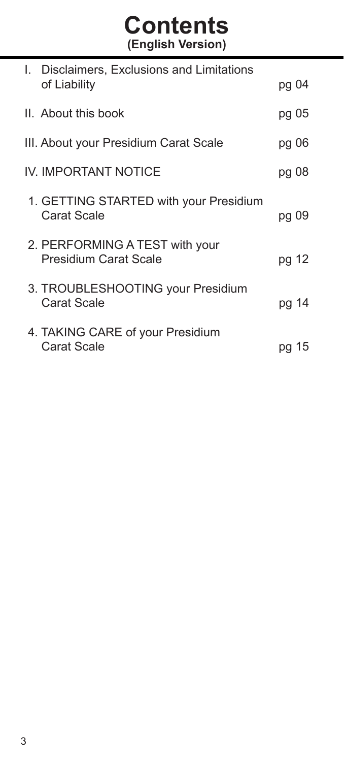# Contents
**(English Version)**

| | |
|---|---|
| I. Disclaimers, Exclusions and Limitations of Liability | pg 04 |
| II. About this book | pg 05 |
| III. About your Presidium Carat Scale | pg 06 |
| IV. IMPORTANT NOTICE | pg 08 |
| 1. GETTING STARTED with your Presidium Carat Scale | pg 09 |
| 2. PERFORMING A TEST with your Presidium Carat Scale | pg 12 |
| 3. TROUBLESHOOTING your Presidium Carat Scale | pg 14 |
| 4. TAKING CARE of your Presidium Carat Scale | pg 15 |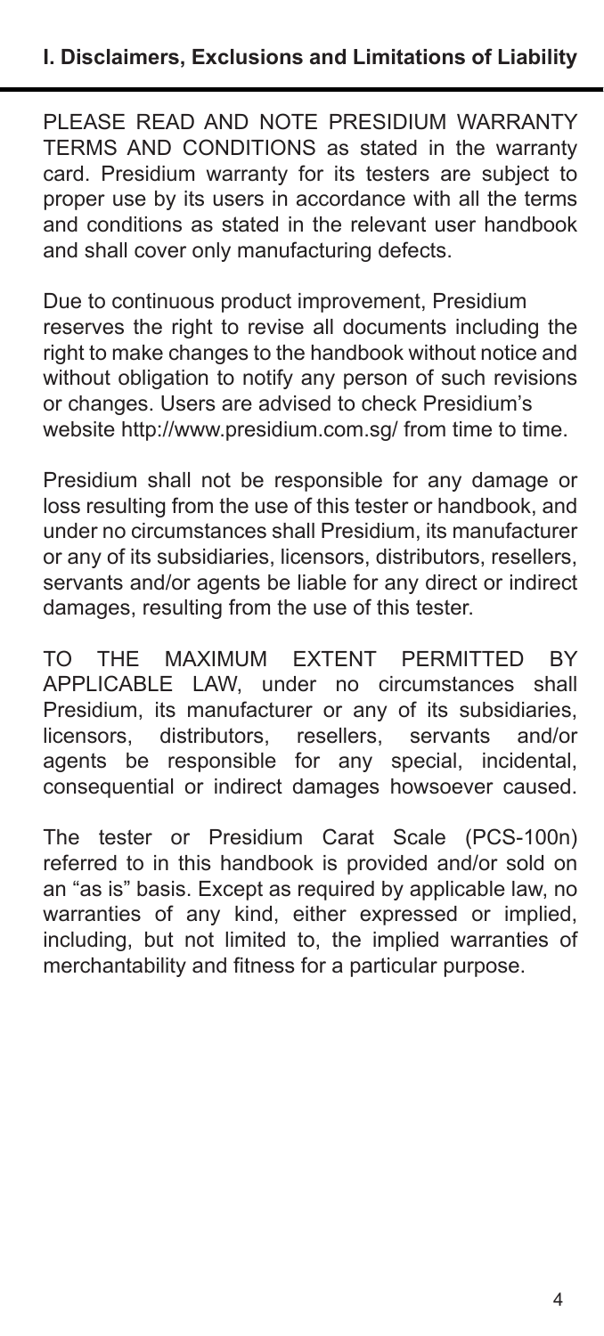## I. Disclaimers, Exclusions and Limitations of Liability

PLEASE READ AND NOTE PRESIDIUM WARRANTY TERMS AND CONDITIONS as stated in the warranty card. Presidium warranty for its testers are subject to proper use by its users in accordance with all the terms and conditions as stated in the relevant user handbook and shall cover only manufacturing defects.

Due to continuous product improvement, Presidium reserves the right to revise all documents including the right to make changes to the handbook without notice and without obligation to notify any person of such revisions or changes. Users are advised to check Presidium's website http://www.presidium.com.sg/ from time to time.

Presidium shall not be responsible for any damage or loss resulting from the use of this tester or handbook, and under no circumstances shall Presidium, its manufacturer or any of its subsidiaries, licensors, distributors, resellers, servants and/or agents be liable for any direct or indirect damages, resulting from the use of this tester.

TO THE MAXIMUM EXTENT PERMITTED BY APPLICABLE LAW, under no circumstances shall Presidium, its manufacturer or any of its subsidiaries, licensors, distributors, resellers, servants and/or agents be responsible for any special, incidental, consequential or indirect damages howsoever caused.

The tester or Presidium Carat Scale (PCS-100n) referred to in this handbook is provided and/or sold on an "as is" basis. Except as required by applicable law, no warranties of any kind, either expressed or implied, including, but not limited to, the implied warranties of merchantability and fitness for a particular purpose.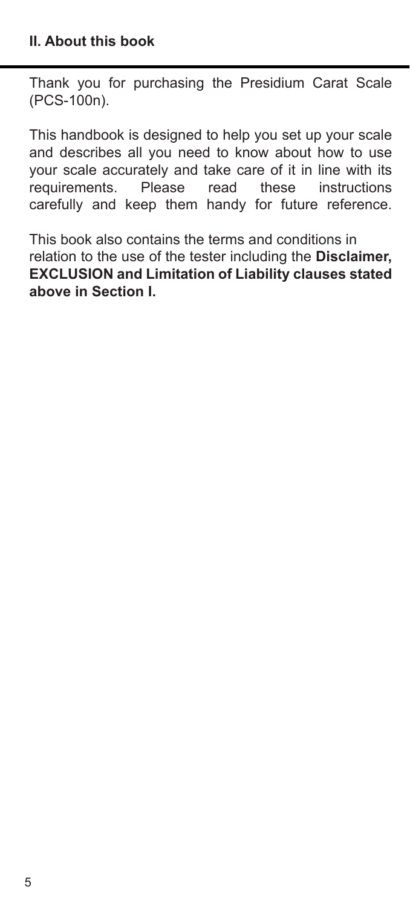## II. About this book

Thank you for purchasing the Presidium Carat Scale (PCS-100n).

This handbook is designed to help you set up your scale and describes all you need to know about how to use your scale accurately and take care of it in line with its requirements. Please read these instructions carefully and keep them handy for future reference.

This book also contains the terms and conditions in relation to the use of the tester including the **Disclaimer, EXCLUSION and Limitation of Liability clauses stated above in Section I.**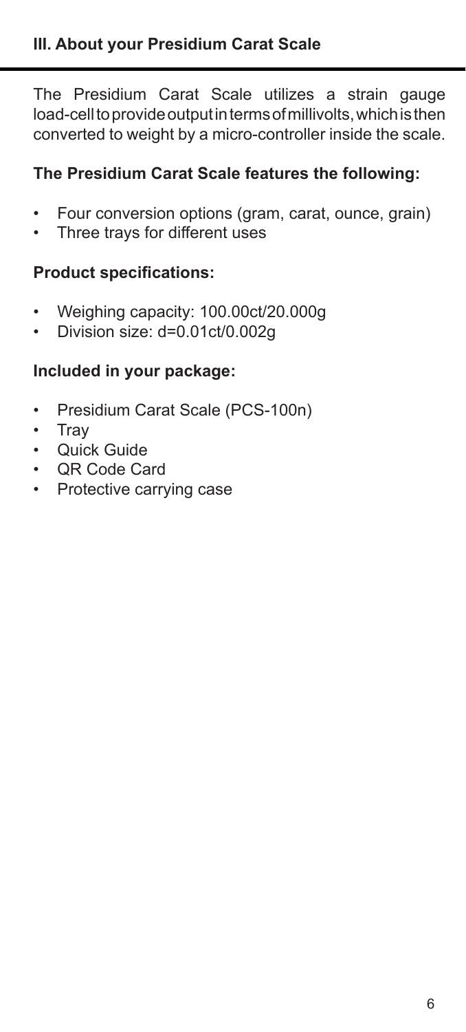## III. About your Presidium Carat Scale

The Presidium Carat Scale utilizes a strain gauge load-cell to provide output in terms of millivolts, which is then converted to weight by a micro-controller inside the scale.

### The Presidium Carat Scale features the following:

- Four conversion options (gram, carat, ounce, grain)
- Three trays for different uses

### Product specifications:

- Weighing capacity: 100.00ct/20.000g
- Division size: d=0.01ct/0.002g

### Included in your package:

- Presidium Carat Scale (PCS-100n)
- Tray
- Quick Guide
- QR Code Card
- Protective carrying case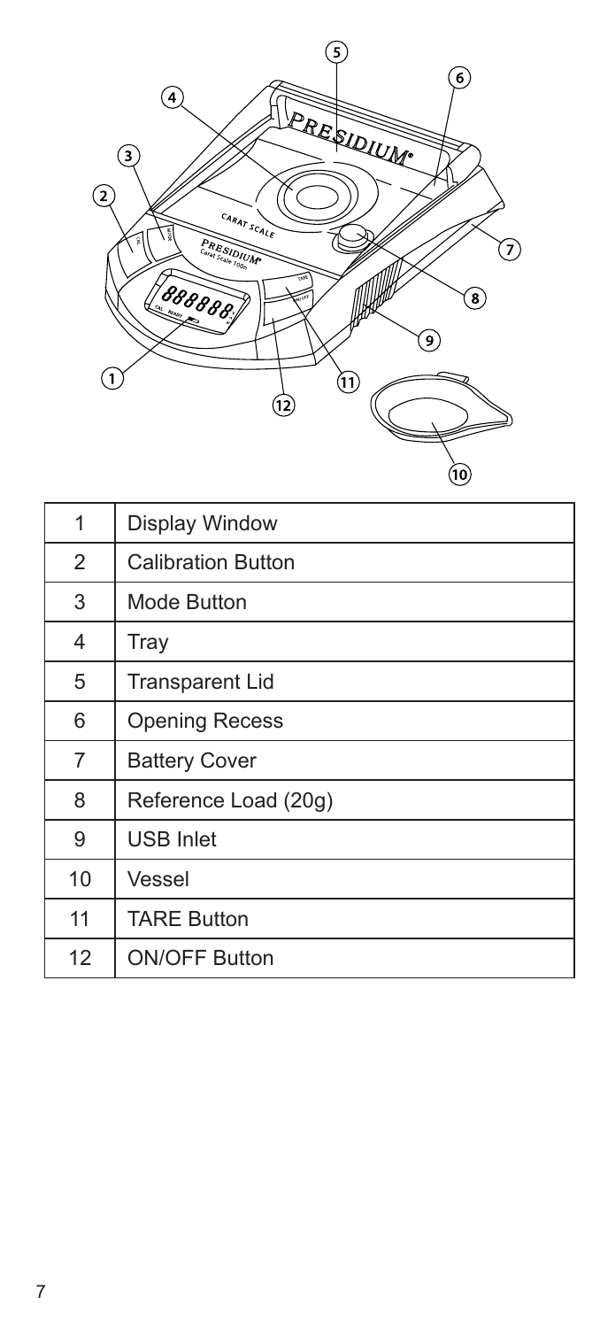| 1 | Display Window |
|---|---|
| 2 | Calibration Button |
| 3 | Mode Button |
| 4 | Tray |
| 5 | Transparent Lid |
| 6 | Opening Recess |
| 7 | Battery Cover |
| 8 | Reference Load (20g) |
| 9 | USB Inlet |
| 10 | Vessel |
| 11 | TARE Button |
| 12 | ON/OFF Button |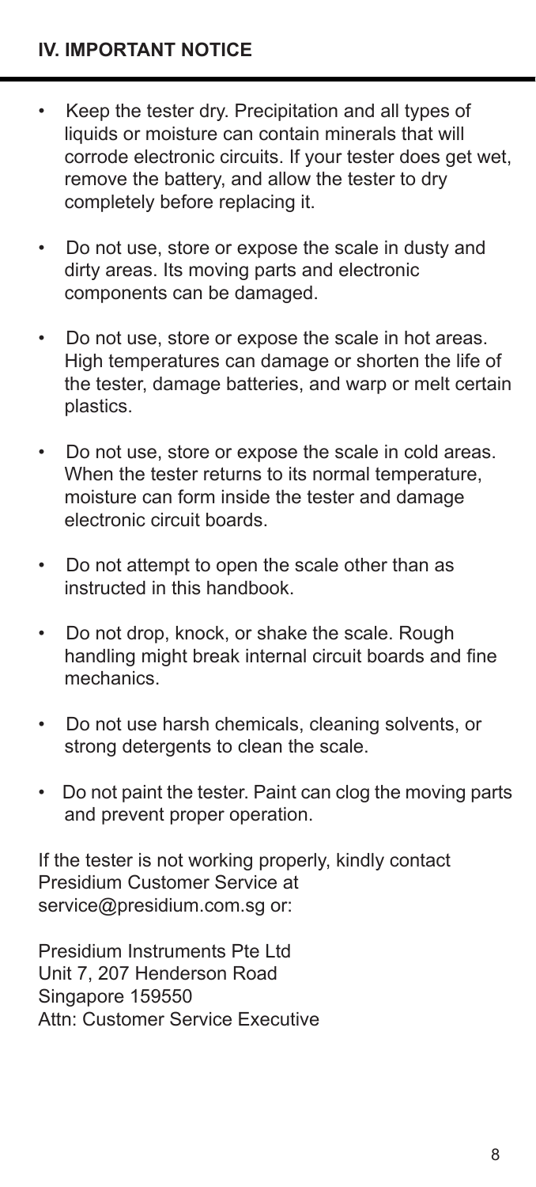## IV. IMPORTANT NOTICE

- Keep the tester dry. Precipitation and all types of liquids or moisture can contain minerals that will corrode electronic circuits. If your tester does get wet, remove the battery, and allow the tester to dry completely before replacing it.
- Do not use, store or expose the scale in dusty and dirty areas. Its moving parts and electronic components can be damaged.
- Do not use, store or expose the scale in hot areas. High temperatures can damage or shorten the life of the tester, damage batteries, and warp or melt certain plastics.
- Do not use, store or expose the scale in cold areas. When the tester returns to its normal temperature, moisture can form inside the tester and damage electronic circuit boards.
- Do not attempt to open the scale other than as instructed in this handbook.
- Do not drop, knock, or shake the scale. Rough handling might break internal circuit boards and fine mechanics.
- Do not use harsh chemicals, cleaning solvents, or strong detergents to clean the scale.
- Do not paint the tester. Paint can clog the moving parts and prevent proper operation.

If the tester is not working properly, kindly contact Presidium Customer Service at service@presidium.com.sg or:

Presidium Instruments Pte Ltd
Unit 7, 207 Henderson Road
Singapore 159550
Attn: Customer Service Executive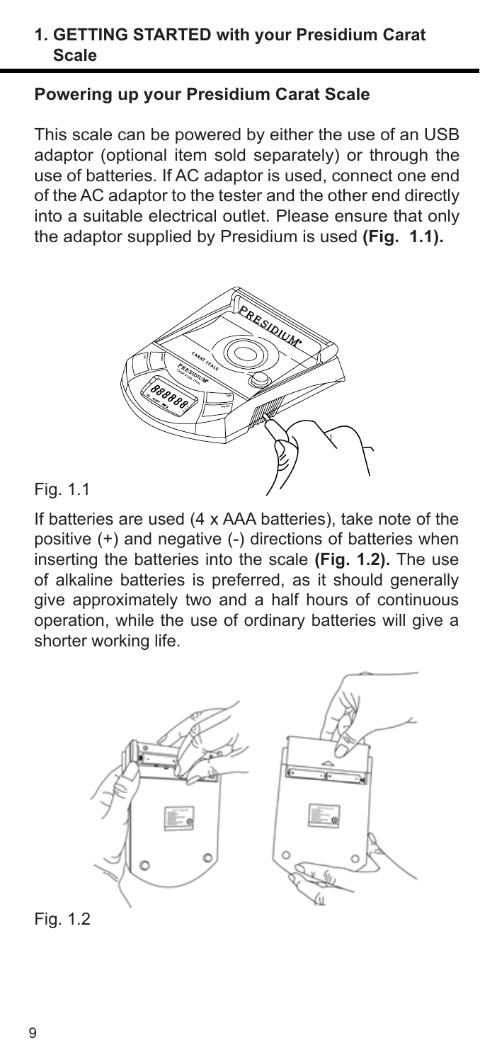## 1. GETTING STARTED with your Presidium Carat Scale

### Powering up your Presidium Carat Scale

This scale can be powered by either the use of an USB adaptor (optional item sold separately) or through the use of batteries. If AC adaptor is used, connect one end of the AC adaptor to the tester and the other end directly into a suitable electrical outlet. Please ensure that only the adaptor supplied by Presidium is used **(Fig. 1.1).**

Fig. 1.1

If batteries are used (4 x AAA batteries), take note of the positive (+) and negative (-) directions of batteries when inserting the batteries into the scale **(Fig. 1.2).** The use of alkaline batteries is preferred, as it should generally give approximately two and a half hours of continuous operation, while the use of ordinary batteries will give a shorter working life.

Fig. 1.2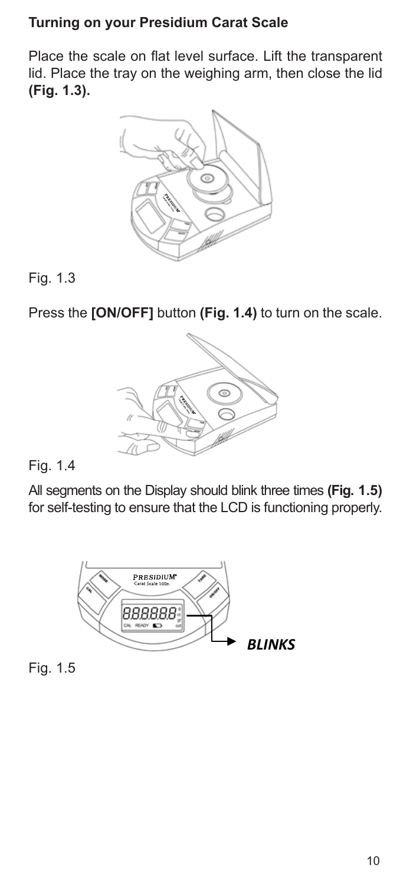## Turning on your Presidium Carat Scale

Place the scale on flat level surface. Lift the transparent lid. Place the tray on the weighing arm, then close the lid **(Fig. 1.3).**

Fig. 1.3

Press the **[ON/OFF]** button **(Fig. 1.4)** to turn on the scale.

Fig. 1.4

All segments on the Display should blink three times **(Fig. 1.5)** for self-testing to ensure that the LCD is functioning properly.

Fig. 1.5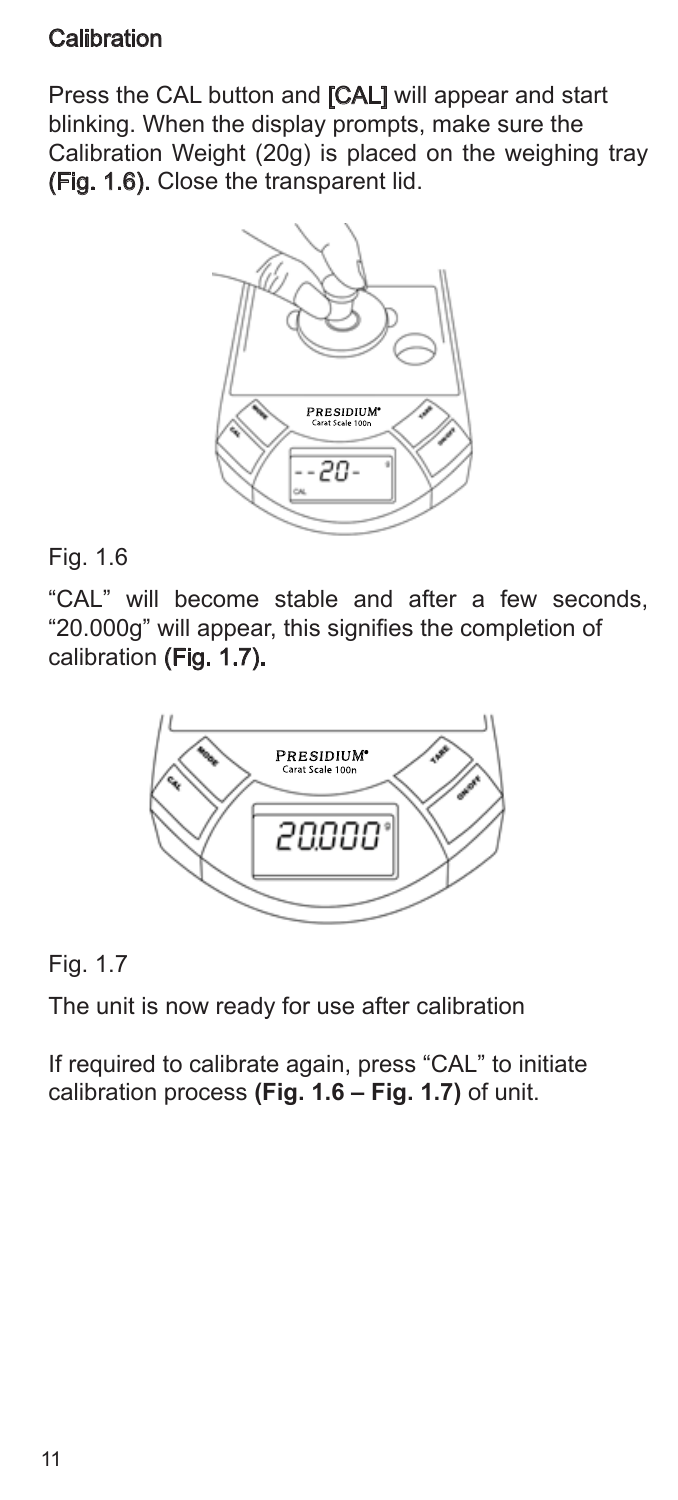## Calibration

Press the CAL button and [CAL] will appear and start blinking. When the display prompts, make sure the Calibration Weight (20g) is placed on the weighing tray (Fig. 1.6). Close the transparent lid.

Fig. 1.6

“CAL” will become stable and after a few seconds, “20.000g” will appear, this signifies the completion of calibration (Fig. 1.7).

Fig. 1.7

The unit is now ready for use after calibration

If required to calibrate again, press “CAL” to initiate calibration process **(Fig. 1.6 – Fig. 1.7)** of unit.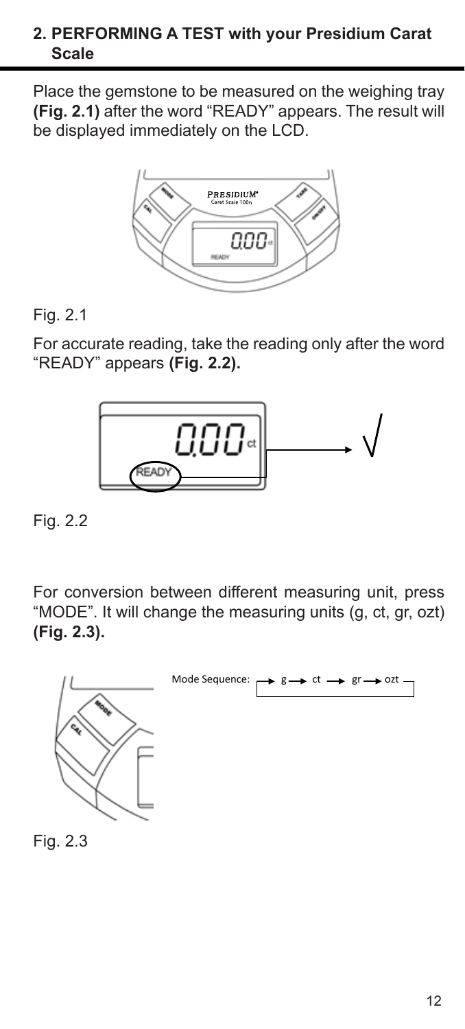## 2. PERFORMING A TEST with your Presidium Carat Scale

Place the gemstone to be measured on the weighing tray **(Fig. 2.1)** after the word "READY" appears. The result will be displayed immediately on the LCD.

Fig. 2.1

For accurate reading, take the reading only after the word "READY" appears **(Fig. 2.2).**

Fig. 2.2

For conversion between different measuring unit, press "MODE". It will change the measuring units (g, ct, gr, ozt) **(Fig. 2.3).**

Mode Sequence: → g → ct → gr → ozt

Fig. 2.3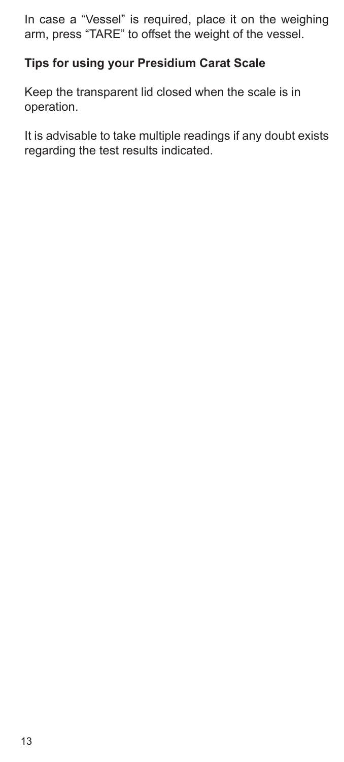In case a "Vessel" is required, place it on the weighing arm, press "TARE" to offset the weight of the vessel.

### Tips for using your Presidium Carat Scale

Keep the transparent lid closed when the scale is in operation.

It is advisable to take multiple readings if any doubt exists regarding the test results indicated.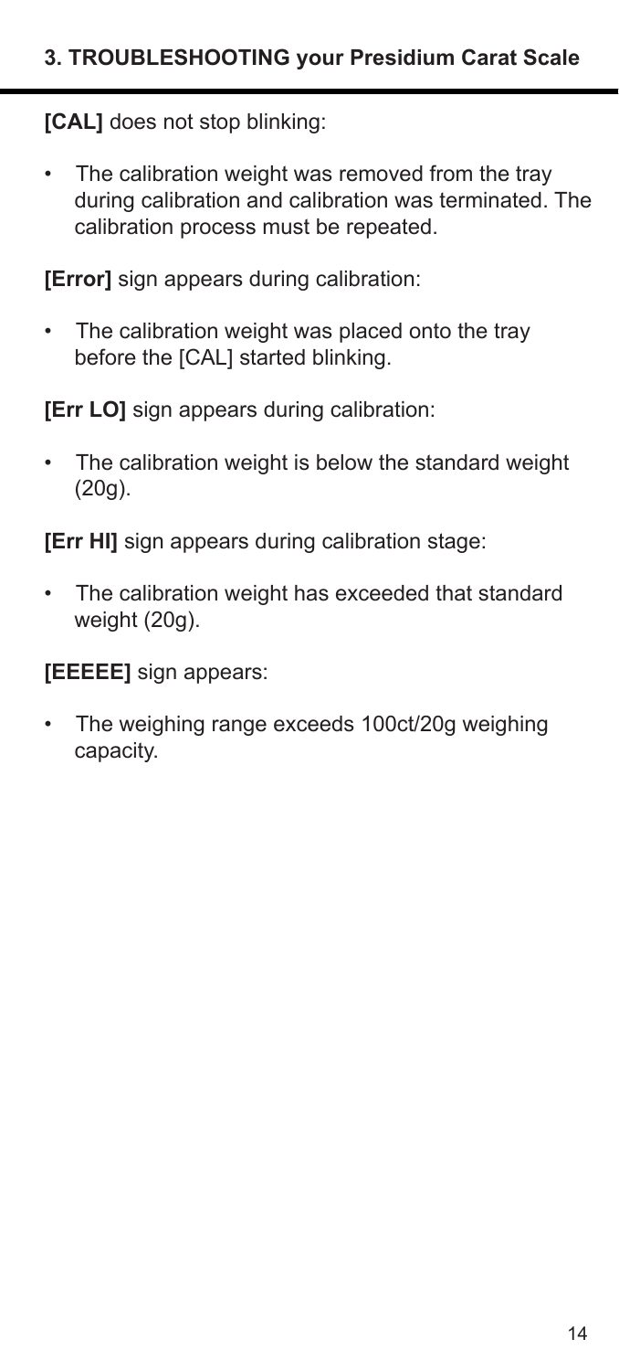## 3. TROUBLESHOOTING your Presidium Carat Scale

**[CAL]** does not stop blinking:

- The calibration weight was removed from the tray during calibration and calibration was terminated. The calibration process must be repeated.

**[Error]** sign appears during calibration:

- The calibration weight was placed onto the tray before the [CAL] started blinking.

**[Err LO]** sign appears during calibration:

- The calibration weight is below the standard weight (20g).

**[Err HI]** sign appears during calibration stage:

- The calibration weight has exceeded that standard weight (20g).

**[EEEEE]** sign appears:

- The weighing range exceeds 100ct/20g weighing capacity.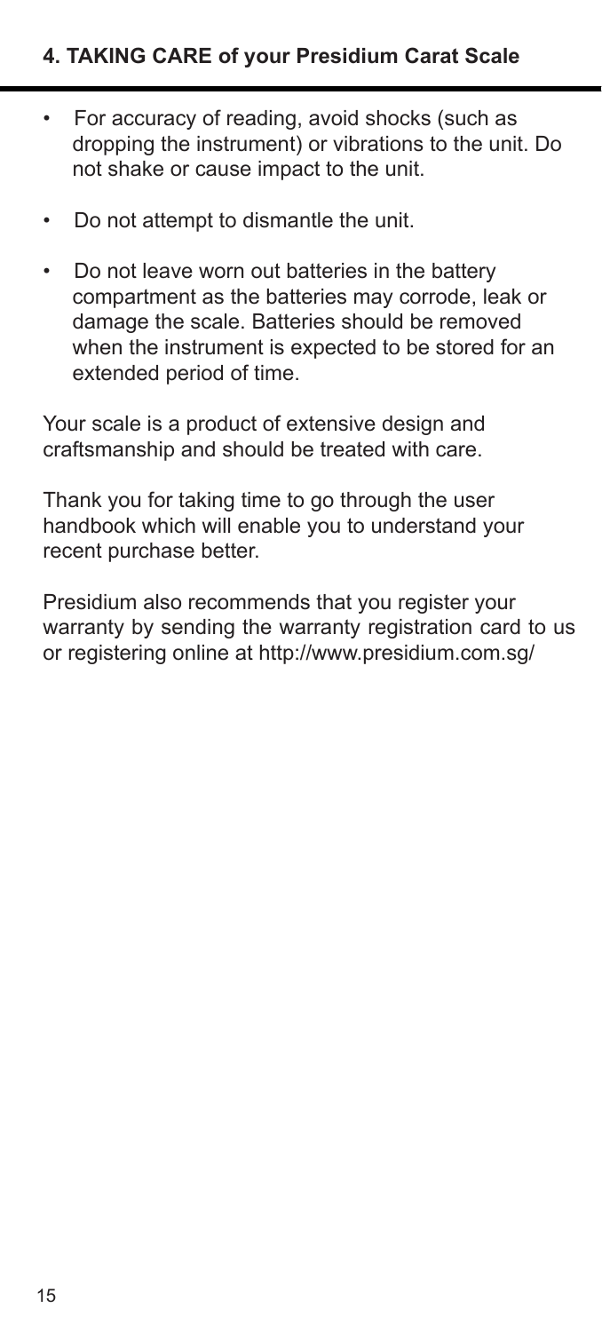## 4. TAKING CARE of your Presidium Carat Scale

- For accuracy of reading, avoid shocks (such as dropping the instrument) or vibrations to the unit. Do not shake or cause impact to the unit.
- Do not attempt to dismantle the unit.
- Do not leave worn out batteries in the battery compartment as the batteries may corrode, leak or damage the scale. Batteries should be removed when the instrument is expected to be stored for an extended period of time.

Your scale is a product of extensive design and craftsmanship and should be treated with care.

Thank you for taking time to go through the user handbook which will enable you to understand your recent purchase better.

Presidium also recommends that you register your warranty by sending the warranty registration card to us or registering online at http://www.presidium.com.sg/